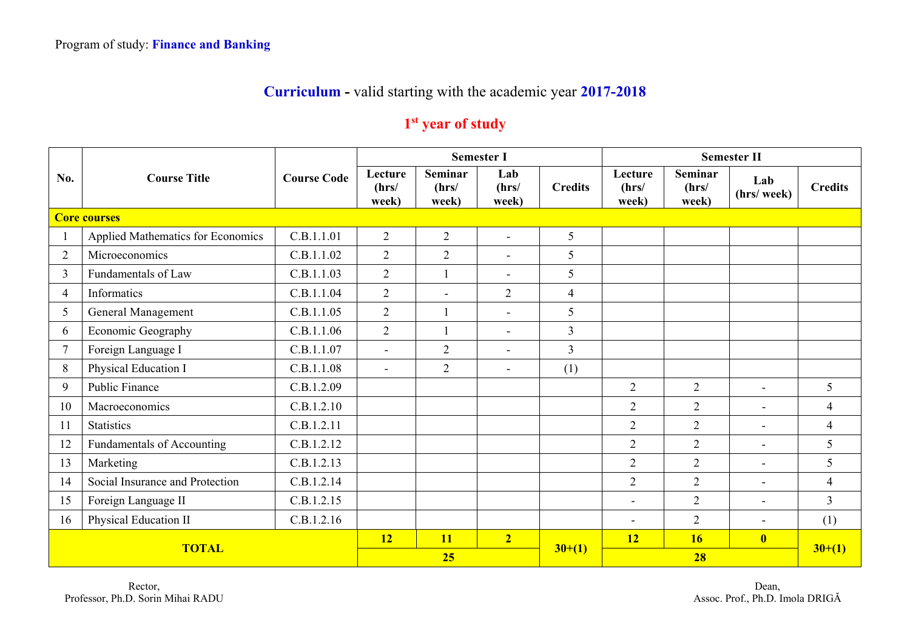Program of study: **Finance and Banking**

## **Curriculum** - valid starting with the academic year **2017-2018**

### 1st year of study

| No. | Course Title | Course Code | Semester I | | | | Semester II | | | |
|---|---|---|---|---|---|---|---|---|---|---|
| | | | Lecture (hrs/ week) | Seminar (hrs/ week) | Lab (hrs/ week) | Credits | Lecture (hrs/ week) | Seminar (hrs/ week) | Lab (hrs/ week) | Credits |
| **Core courses** | | | | | | | | | | |
| 1 | Applied Mathematics for Economics | C.B.1.1.01 | 2 | 2 | - | 5 | | | | |
| 2 | Microeconomics | C.B.1.1.02 | 2 | 2 | - | 5 | | | | |
| 3 | Fundamentals of Law | C.B.1.1.03 | 2 | 1 | - | 5 | | | | |
| 4 | Informatics | C.B.1.1.04 | 2 | - | 2 | 4 | | | | |
| 5 | General Management | C.B.1.1.05 | 2 | 1 | - | 5 | | | | |
| 6 | Economic Geography | C.B.1.1.06 | 2 | 1 | - | 3 | | | | |
| 7 | Foreign Language I | C.B.1.1.07 | - | 2 | - | 3 | | | | |
| 8 | Physical Education I | C.B.1.1.08 | - | 2 | - | (1) | | | | |
| 9 | Public Finance | C.B.1.2.09 | | | | | 2 | 2 | - | 5 |
| 10 | Macroeconomics | C.B.1.2.10 | | | | | 2 | 2 | - | 4 |
| 11 | Statistics | C.B.1.2.11 | | | | | 2 | 2 | - | 4 |
| 12 | Fundamentals of Accounting | C.B.1.2.12 | | | | | 2 | 2 | - | 5 |
| 13 | Marketing | C.B.1.2.13 | | | | | 2 | 2 | - | 5 |
| 14 | Social Insurance and Protection | C.B.1.2.14 | | | | | 2 | 2 | - | 4 |
| 15 | Foreign Language II | C.B.1.2.15 | | | | | - | 2 | - | 3 |
| 16 | Physical Education II | C.B.1.2.16 | | | | | - | 2 | - | (1) |
| **TOTAL** | | | **12** | **11** | **2** | **30+(1)** | **12** | **16** | **0** | **30+(1)** |
| | | | **25** | | | | **28** | | | |

Rector,
Professor, Ph.D. Sorin Mihai RADU

Dean,
Assoc. Prof., Ph.D. Imola DRIGĂ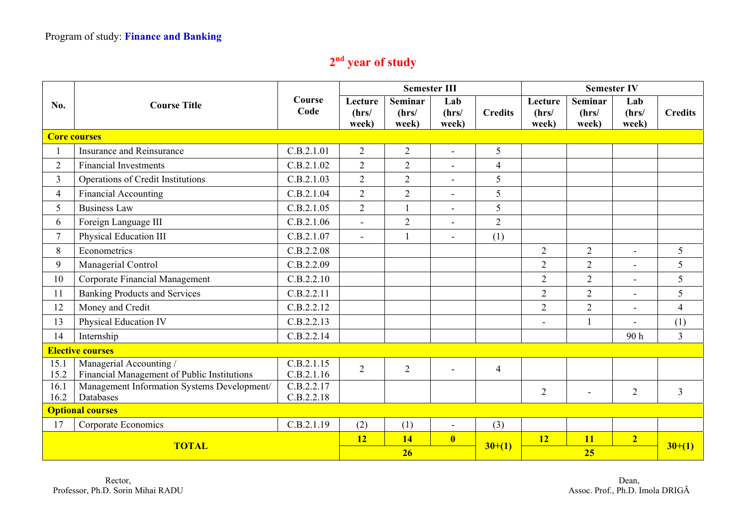Program of study: **Finance and Banking**

## 2nd year of study

| No. | Course Title | Course Code | Semester III | | | | Semester IV | | | |
|---|---|---|---|---|---|---|---|---|---|---|
| | | | Lecture (hrs/ week) | Seminar (hrs/ week) | Lab (hrs/ week) | Credits | Lecture (hrs/ week) | Seminar (hrs/ week) | Lab (hrs/ week) | Credits |
| **Core courses** | | | | | | | | | | |
| 1 | Insurance and Reinsurance | C.B.2.1.01 | 2 | 2 | - | 5 | | | | |
| 2 | Financial Investments | C.B.2.1.02 | 2 | 2 | - | 4 | | | | |
| 3 | Operations of Credit Institutions | C.B.2.1.03 | 2 | 2 | - | 5 | | | | |
| 4 | Financial Accounting | C.B.2.1.04 | 2 | 2 | - | 5 | | | | |
| 5 | Business Law | C.B.2.1.05 | 2 | 1 | - | 5 | | | | |
| 6 | Foreign Language III | C.B.2.1.06 | - | 2 | - | 2 | | | | |
| 7 | Physical Education III | C.B.2.1.07 | - | 1 | - | (1) | | | | |
| 8 | Econometrics | C.B.2.2.08 | | | | | 2 | 2 | - | 5 |
| 9 | Managerial Control | C.B.2.2.09 | | | | | 2 | 2 | - | 5 |
| 10 | Corporate Financial Management | C.B.2.2.10 | | | | | 2 | 2 | - | 5 |
| 11 | Banking Products and Services | C.B.2.2.11 | | | | | 2 | 2 | - | 5 |
| 12 | Money and Credit | C.B.2.2.12 | | | | | 2 | 2 | - | 4 |
| 13 | Physical Education IV | C.B.2.2.13 | | | | | - | 1 | - | (1) |
| 14 | Internship | C.B.2.2.14 | | | | | | | 90 h | 3 |
| **Elective courses** | | | | | | | | | | |
| 15.1<br>15.2 | Managerial Accounting /<br>Financial Management of Public Institutions | C.B.2.1.15<br>C.B.2.1.16 | 2 | 2 | - | 4 | | | | |
| 16.1<br>16.2 | Management Information Systems Development/<br>Databases | C.B.2.2.17<br>C.B.2.2.18 | | | | | 2 | - | 2 | 3 |
| **Optional courses** | | | | | | | | | | |
| 17 | Corporate Economics | C.B.2.1.19 | (2) | (1) | - | (3) | | | | |
| **TOTAL** | | | **12** | **14** | **0** | **30+(1)** | **12** | **11** | **2** | **30+(1)** |
| | | | **26** | | | | **25** | | | |

Rector,
Professor, Ph.D. Sorin Mihai RADU

Dean,
Assoc. Prof., Ph.D. Imola DRIGĂ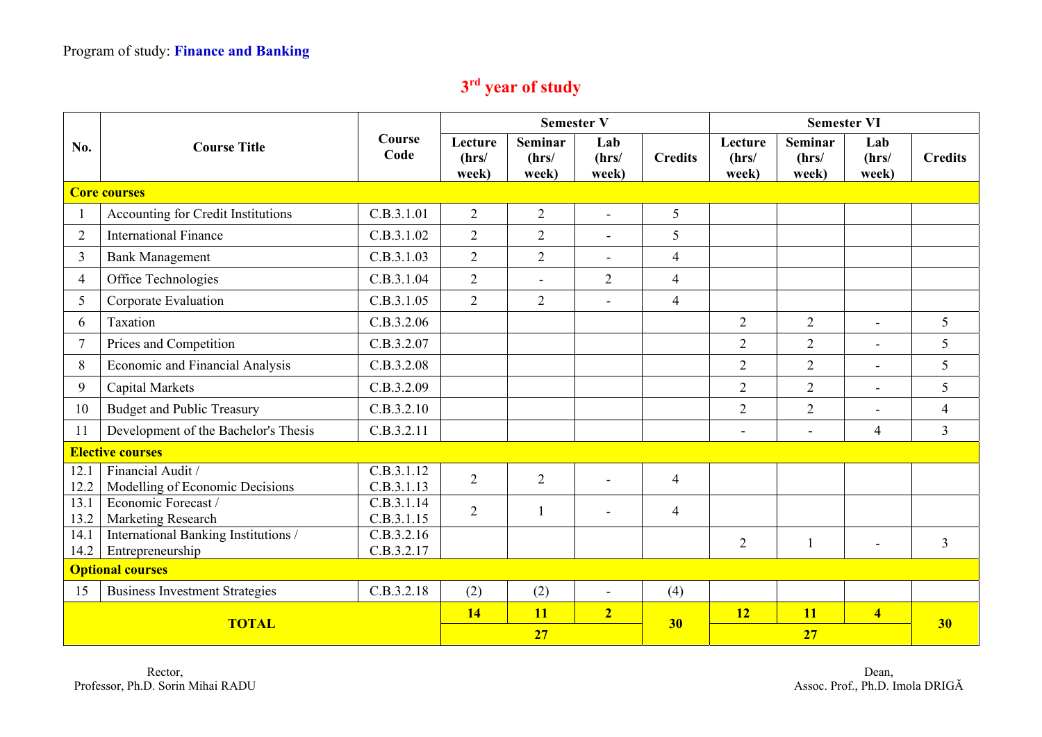Program of study: **Finance and Banking**

## 3rd year of study

| No. | Course Title | Course Code | Semester V | | | | Semester VI | | | |
|---|---|---|---|---|---|---|---|---|---|---|
| | | | Lecture (hrs/ week) | Seminar (hrs/ week) | Lab (hrs/ week) | Credits | Lecture (hrs/ week) | Seminar (hrs/ week) | Lab (hrs/ week) | Credits |
| **Core courses** | | | | | | | | | | |
| 1 | Accounting for Credit Institutions | C.B.3.1.01 | 2 | 2 | - | 5 | | | | |
| 2 | International Finance | C.B.3.1.02 | 2 | 2 | - | 5 | | | | |
| 3 | Bank Management | C.B.3.1.03 | 2 | 2 | - | 4 | | | | |
| 4 | Office Technologies | C.B.3.1.04 | 2 | - | 2 | 4 | | | | |
| 5 | Corporate Evaluation | C.B.3.1.05 | 2 | 2 | - | 4 | | | | |
| 6 | Taxation | C.B.3.2.06 | | | | | 2 | 2 | - | 5 |
| 7 | Prices and Competition | C.B.3.2.07 | | | | | 2 | 2 | - | 5 |
| 8 | Economic and Financial Analysis | C.B.3.2.08 | | | | | 2 | 2 | - | 5 |
| 9 | Capital Markets | C.B.3.2.09 | | | | | 2 | 2 | - | 5 |
| 10 | Budget and Public Treasury | C.B.3.2.10 | | | | | 2 | 2 | - | 4 |
| 11 | Development of the Bachelor's Thesis | C.B.3.2.11 | | | | | - | - | 4 | 3 |
| **Elective courses** | | | | | | | | | | |
| 12.1 12.2 | Financial Audit / Modelling of Economic Decisions | C.B.3.1.12 C.B.3.1.13 | 2 | 2 | - | 4 | | | | |
| 13.1 13.2 | Economic Forecast / Marketing Research | C.B.3.1.14 C.B.3.1.15 | 2 | 1 | - | 4 | | | | |
| 14.1 14.2 | International Banking Institutions / Entrepreneurship | C.B.3.2.16 C.B.3.2.17 | | | | | 2 | 1 | - | 3 |
| **Optional courses** | | | | | | | | | | |
| 15 | Business Investment Strategies | C.B.3.2.18 | (2) | (2) | - | (4) | | | | |
| **TOTAL** | | | **14** | **11** | **2** | **30** | **12** | **11** | **4** | **30** |
| | | | **27** | | | | **27** | | | |

Rector,
Professor, Ph.D. Sorin Mihai RADU

Dean,
Assoc. Prof., Ph.D. Imola DRIGĂ